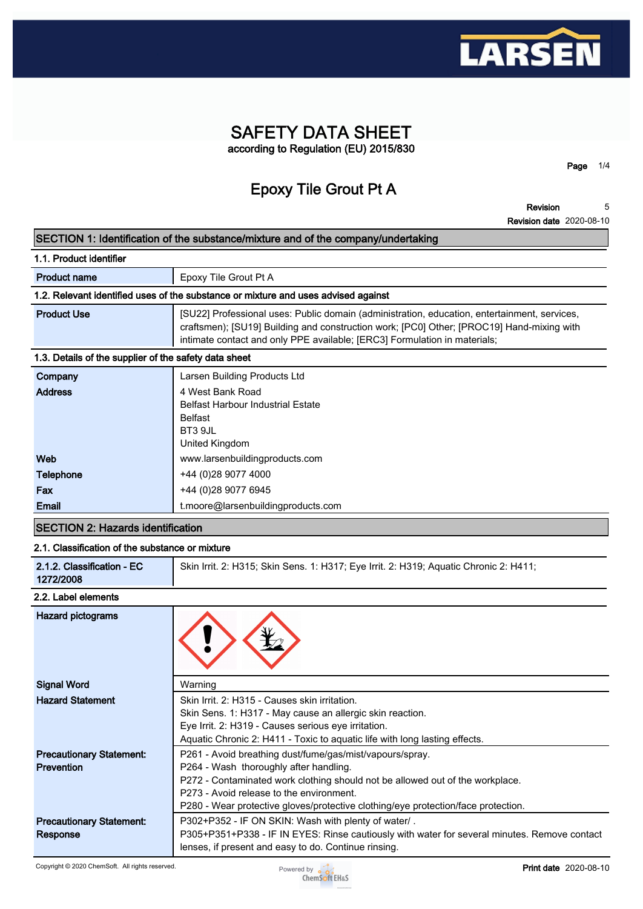# SAFETY DATA SHEET

according to Regulation (EU) 2015/830

## Epoxy Tile Grout Pt A

**Revision** 5

**Revision date** 2020-08-10

## SECTION 1: Identification of the substance/mixture and of the company/undertaking

### 1.1. Product identifier

| | |
|---|---|
| **Product name** | Epoxy Tile Grout Pt A |

### 1.2. Relevant identified uses of the substance or mixture and uses advised against

| | |
|---|---|
| **Product Use** | [SU22] Professional uses: Public domain (administration, education, entertainment, services, craftsmen); [SU19] Building and construction work; [PC0] Other; [PROC19] Hand-mixing with intimate contact and only PPE available; [ERC3] Formulation in materials; |

### 1.3. Details of the supplier of the safety data sheet

| | |
|---|---|
| **Company** | Larsen Building Products Ltd |
| **Address** | 4 West Bank Road<br>Belfast Harbour Industrial Estate<br>Belfast<br>BT3 9JL<br>United Kingdom |
| **Web** | www.larsenbuildingproducts.com |
| **Telephone** | +44 (0)28 9077 4000 |
| **Fax** | +44 (0)28 9077 6945 |
| **Email** | t.moore@larsenbuildingproducts.com |

## SECTION 2: Hazards identification

### 2.1. Classification of the substance or mixture

| | |
|---|---|
| **2.1.2. Classification - EC 1272/2008** | Skin Irrit. 2: H315; Skin Sens. 1: H317; Eye Irrit. 2: H319; Aquatic Chronic 2: H411; |

### 2.2. Label elements

| | |
|---|---|
| **Hazard pictograms** | |
| **Signal Word** | Warning |
| **Hazard Statement** | Skin Irrit. 2: H315 - Causes skin irritation.<br>Skin Sens. 1: H317 - May cause an allergic skin reaction.<br>Eye Irrit. 2: H319 - Causes serious eye irritation.<br>Aquatic Chronic 2: H411 - Toxic to aquatic life with long lasting effects. |
| **Precautionary Statement: Prevention** | P261 - Avoid breathing dust/fume/gas/mist/vapours/spray.<br>P264 - Wash thoroughly after handling.<br>P272 - Contaminated work clothing should not be allowed out of the workplace.<br>P273 - Avoid release to the environment.<br>P280 - Wear protective gloves/protective clothing/eye protection/face protection. |
| **Precautionary Statement: Response** | P302+P352 - IF ON SKIN: Wash with plenty of water/ .<br>P305+P351+P338 - IF IN EYES: Rinse cautiously with water for several minutes. Remove contact lenses, if present and easy to do. Continue rinsing. |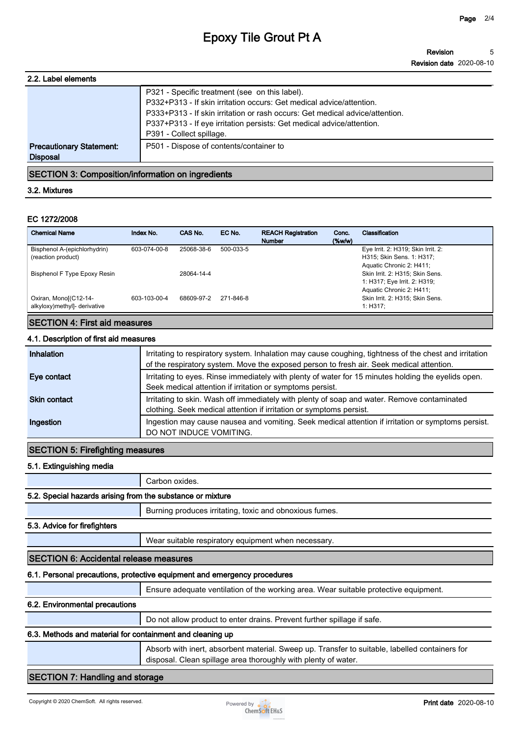### 2.2. Label elements

| | |
|---|---|
| | P321 - Specific treatment (see  on this label).<br>P332+P313 - If skin irritation occurs: Get medical advice/attention.<br>P333+P313 - If skin irritation or rash occurs: Get medical advice/attention.<br>P337+P313 - If eye irritation persists: Get medical advice/attention.<br>P391 - Collect spillage. |
| **Precautionary Statement: Disposal** | P501 - Dispose of contents/container to |

## SECTION 3: Composition/information on ingredients

### 3.2. Mixtures

**EC 1272/2008**

| Chemical Name | Index No. | CAS No. | EC No. | REACH Registration Number | Conc. (%w/w) | Classification |
|---|---|---|---|---|---|---|
| Bisphenol A-(epichlorhydrin) (reaction product) | 603-074-00-8 | 25068-38-6 | 500-033-5 | | | Eye Irrit. 2: H319; Skin Irrit. 2: H315; Skin Sens. 1: H317; Aquatic Chronic 2: H411; |
| Bisphenol F Type Epoxy Resin | | 28064-14-4 | | | | Skin Irrit. 2: H315; Skin Sens. 1: H317; Eye Irrit. 2: H319; Aquatic Chronic 2: H411; |
| Oxiran, Mono[(C12-14-alkyloxy)methyl]- derivative | 603-103-00-4 | 68609-97-2 | 271-846-8 | | | Skin Irrit. 2: H315; Skin Sens. 1: H317; |

## SECTION 4: First aid measures

### 4.1. Description of first aid measures

| | |
|---|---|
| **Inhalation** | Irritating to respiratory system. Inhalation may cause coughing, tightness of the chest and irritation of the respiratory system. Move the exposed person to fresh air. Seek medical attention. |
| **Eye contact** | Irritating to eyes. Rinse immediately with plenty of water for 15 minutes holding the eyelids open. Seek medical attention if irritation or symptoms persist. |
| **Skin contact** | Irritating to skin. Wash off immediately with plenty of soap and water. Remove contaminated clothing. Seek medical attention if irritation or symptoms persist. |
| **Ingestion** | Ingestion may cause nausea and vomiting. Seek medical attention if irritation or symptoms persist. DO NOT INDUCE VOMITING. |

## SECTION 5: Firefighting measures

### 5.1. Extinguishing media

Carbon oxides.

### 5.2. Special hazards arising from the substance or mixture

Burning produces irritating, toxic and obnoxious fumes.

### 5.3. Advice for firefighters

Wear suitable respiratory equipment when necessary.

## SECTION 6: Accidental release measures

### 6.1. Personal precautions, protective equipment and emergency procedures

Ensure adequate ventilation of the working area. Wear suitable protective equipment.

### 6.2. Environmental precautions

Do not allow product to enter drains. Prevent further spillage if safe.

### 6.3. Methods and material for containment and cleaning up

Absorb with inert, absorbent material. Sweep up. Transfer to suitable, labelled containers for disposal. Clean spillage area thoroughly with plenty of water.

## SECTION 7: Handling and storage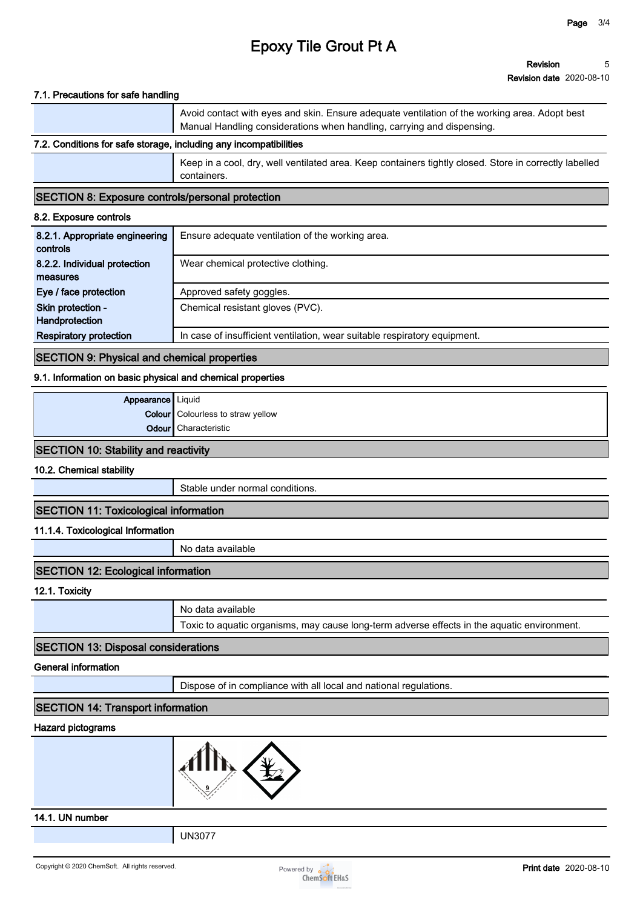#### 7.1. Precautions for safe handling

| | |
|---|---|
| | Avoid contact with eyes and skin. Ensure adequate ventilation of the working area. Adopt best Manual Handling considerations when handling, carrying and dispensing. |

#### 7.2. Conditions for safe storage, including any incompatibilities

| | |
|---|---|
| | Keep in a cool, dry, well ventilated area. Keep containers tightly closed. Store in correctly labelled containers. |

## SECTION 8: Exposure controls/personal protection

#### 8.2. Exposure controls

| | |
|---|---|
| **8.2.1. Appropriate engineering controls** | Ensure adequate ventilation of the working area. |
| **8.2.2. Individual protection measures** | Wear chemical protective clothing. |
| **Eye / face protection** | Approved safety goggles. |
| **Skin protection - Handprotection** | Chemical resistant gloves (PVC). |
| **Respiratory protection** | In case of insufficient ventilation, wear suitable respiratory equipment. |

## SECTION 9: Physical and chemical properties

#### 9.1. Information on basic physical and chemical properties

| | |
|---|---|
| **Appearance** | Liquid |
| **Colour** | Colourless to straw yellow |
| **Odour** | Characteristic |

## SECTION 10: Stability and reactivity

#### 10.2. Chemical stability

| | |
|---|---|
| | Stable under normal conditions. |

## SECTION 11: Toxicological information

#### 11.1.4. Toxicological Information

| | |
|---|---|
| | No data available |

## SECTION 12: Ecological information

#### 12.1. Toxicity

| | |
|---|---|
| | No data available |
| | Toxic to aquatic organisms, may cause long-term adverse effects in the aquatic environment. |

## SECTION 13: Disposal considerations

#### General information

| | |
|---|---|
| | Dispose of in compliance with all local and national regulations. |

## SECTION 14: Transport information

#### Hazard pictograms

#### 14.1. UN number

| | |
|---|---|
| | UN3077 |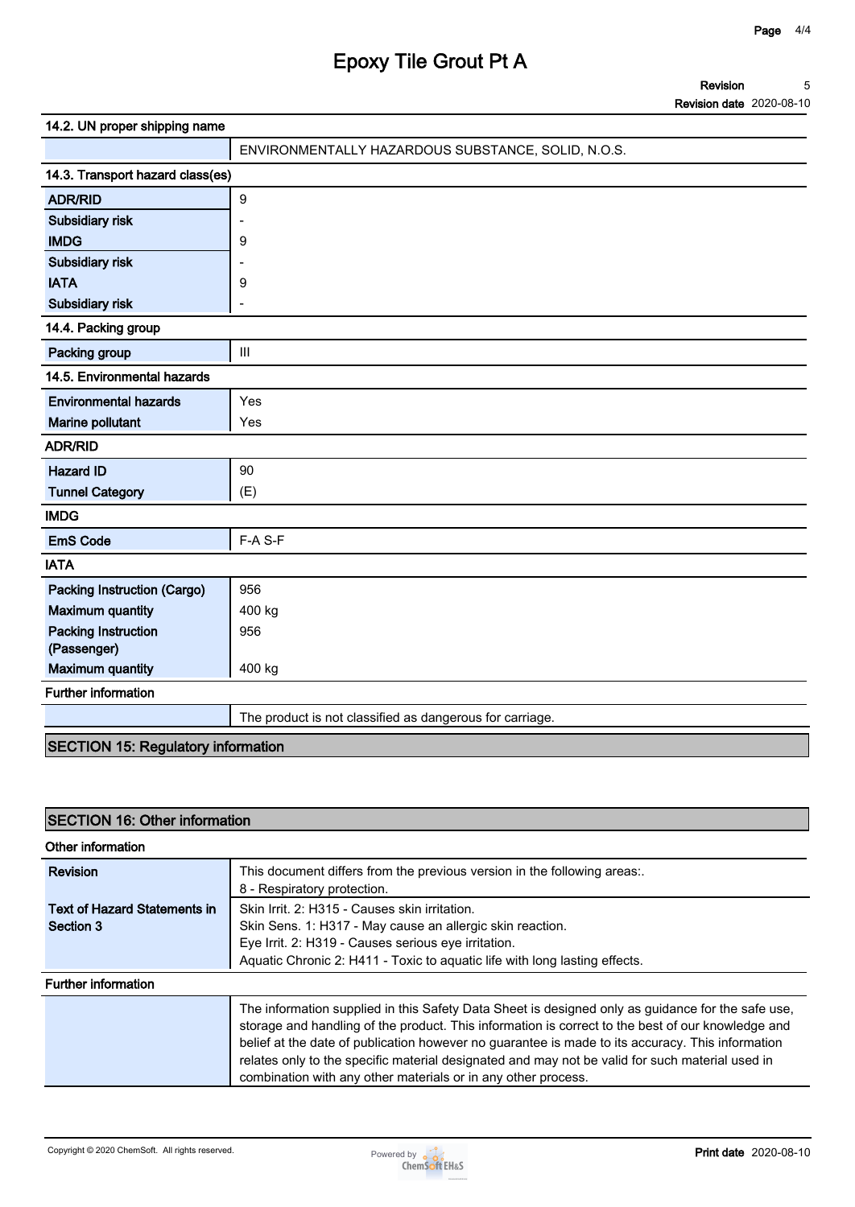### 14.2. UN proper shipping name

| | |
|---|---|
| | ENVIRONMENTALLY HAZARDOUS SUBSTANCE, SOLID, N.O.S. |

### 14.3. Transport hazard class(es)

| | |
|---|---|
| **ADR/RID** | 9 |
| **Subsidiary risk** | - |
| **IMDG** | 9 |
| **Subsidiary risk** | - |
| **IATA** | 9 |
| **Subsidiary risk** | - |

### 14.4. Packing group

| | |
|---|---|
| **Packing group** | III |

### 14.5. Environmental hazards

| | |
|---|---|
| **Environmental hazards** | Yes |
| **Marine pollutant** | Yes |

### ADR/RID

| | |
|---|---|
| **Hazard ID** | 90 |
| **Tunnel Category** | (E) |

### IMDG

| | |
|---|---|
| **EmS Code** | F-A S-F |

### IATA

| | |
|---|---|
| **Packing Instruction (Cargo)** | 956 |
| **Maximum quantity** | 400 kg |
| **Packing Instruction (Passenger)** | 956 |
| **Maximum quantity** | 400 kg |

### Further information

| | |
|---|---|
| | The product is not classified as dangerous for carriage. |

## SECTION 15: Regulatory information

## SECTION 16: Other information

### Other information

| | |
|---|---|
| **Revision** | This document differs from the previous version in the following areas:.<br>8 - Respiratory protection. |
| **Text of Hazard Statements in Section 3** | Skin Irrit. 2: H315 - Causes skin irritation.<br>Skin Sens. 1: H317 - May cause an allergic skin reaction.<br>Eye Irrit. 2: H319 - Causes serious eye irritation.<br>Aquatic Chronic 2: H411 - Toxic to aquatic life with long lasting effects. |

### Further information

| | |
|---|---|
| | The information supplied in this Safety Data Sheet is designed only as guidance for the safe use, storage and handling of the product. This information is correct to the best of our knowledge and belief at the date of publication however no guarantee is made to its accuracy. This information relates only to the specific material designated and may not be valid for such material used in combination with any other materials or in any other process. |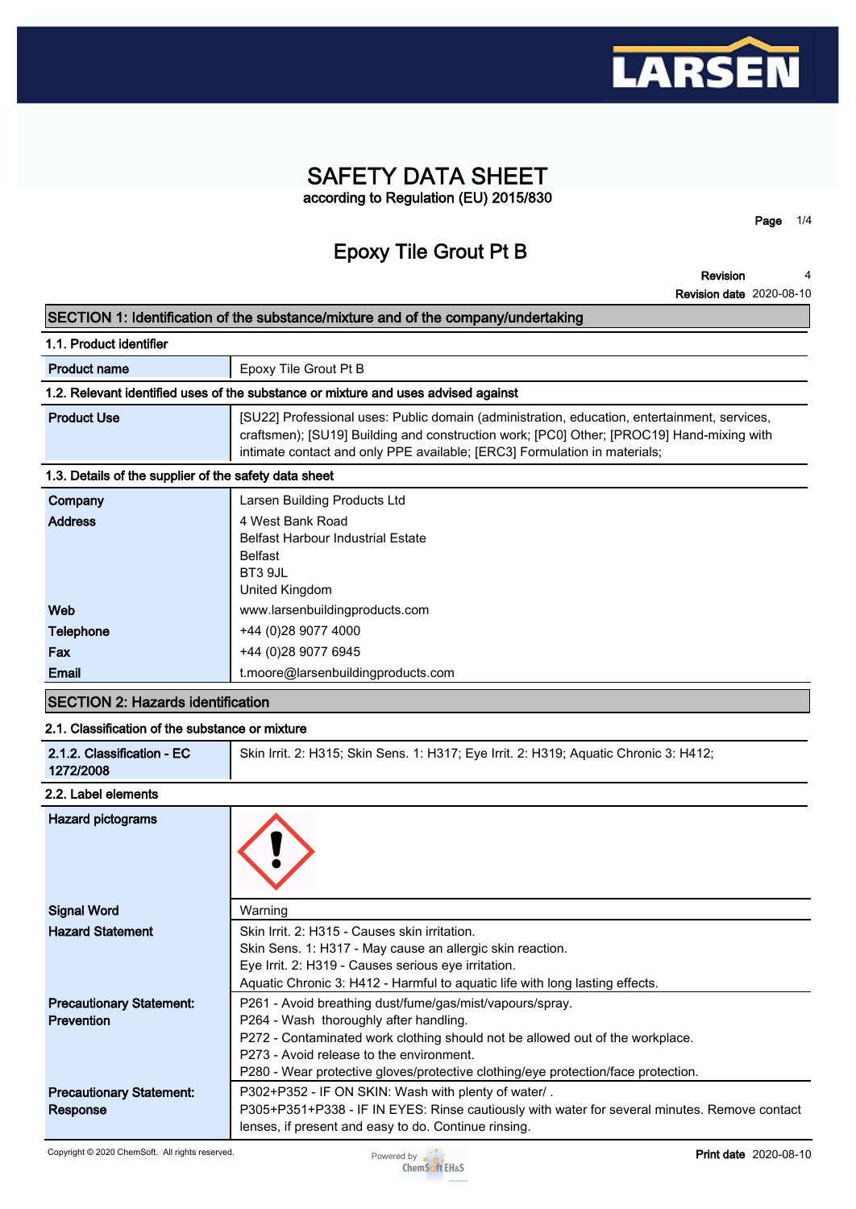# SAFETY DATA SHEET

according to Regulation (EU) 2015/830

## Epoxy Tile Grout Pt B

**Revision** 4

**Revision date** 2020-08-10

## SECTION 1: Identification of the substance/mixture and of the company/undertaking

### 1.1. Product identifier

| | |
|---|---|
| **Product name** | Epoxy Tile Grout Pt B |

### 1.2. Relevant identified uses of the substance or mixture and uses advised against

| | |
|---|---|
| **Product Use** | [SU22] Professional uses: Public domain (administration, education, entertainment, services, craftsmen); [SU19] Building and construction work; [PC0] Other; [PROC19] Hand-mixing with intimate contact and only PPE available; [ERC3] Formulation in materials; |

### 1.3. Details of the supplier of the safety data sheet

| | |
|---|---|
| **Company** | Larsen Building Products Ltd |
| **Address** | 4 West Bank Road<br>Belfast Harbour Industrial Estate<br>Belfast<br>BT3 9JL<br>United Kingdom |
| **Web** | www.larsenbuildingproducts.com |
| **Telephone** | +44 (0)28 9077 4000 |
| **Fax** | +44 (0)28 9077 6945 |
| **Email** | t.moore@larsenbuildingproducts.com |

## SECTION 2: Hazards identification

### 2.1. Classification of the substance or mixture

| | |
|---|---|
| **2.1.2. Classification - EC 1272/2008** | Skin Irrit. 2: H315; Skin Sens. 1: H317; Eye Irrit. 2: H319; Aquatic Chronic 3: H412; |

### 2.2. Label elements

| | |
|---|---|
| **Hazard pictograms** | |
| **Signal Word** | Warning |
| **Hazard Statement** | Skin Irrit. 2: H315 - Causes skin irritation.<br>Skin Sens. 1: H317 - May cause an allergic skin reaction.<br>Eye Irrit. 2: H319 - Causes serious eye irritation.<br>Aquatic Chronic 3: H412 - Harmful to aquatic life with long lasting effects. |
| **Precautionary Statement: Prevention** | P261 - Avoid breathing dust/fume/gas/mist/vapours/spray.<br>P264 - Wash thoroughly after handling.<br>P272 - Contaminated work clothing should not be allowed out of the workplace.<br>P273 - Avoid release to the environment.<br>P280 - Wear protective gloves/protective clothing/eye protection/face protection. |
| **Precautionary Statement: Response** | P302+P352 - IF ON SKIN: Wash with plenty of water/ .<br>P305+P351+P338 - IF IN EYES: Rinse cautiously with water for several minutes. Remove contact lenses, if present and easy to do. Continue rinsing. |

Copyright © 2020 ChemSoft. All rights reserved.

**Print date** 2020-08-10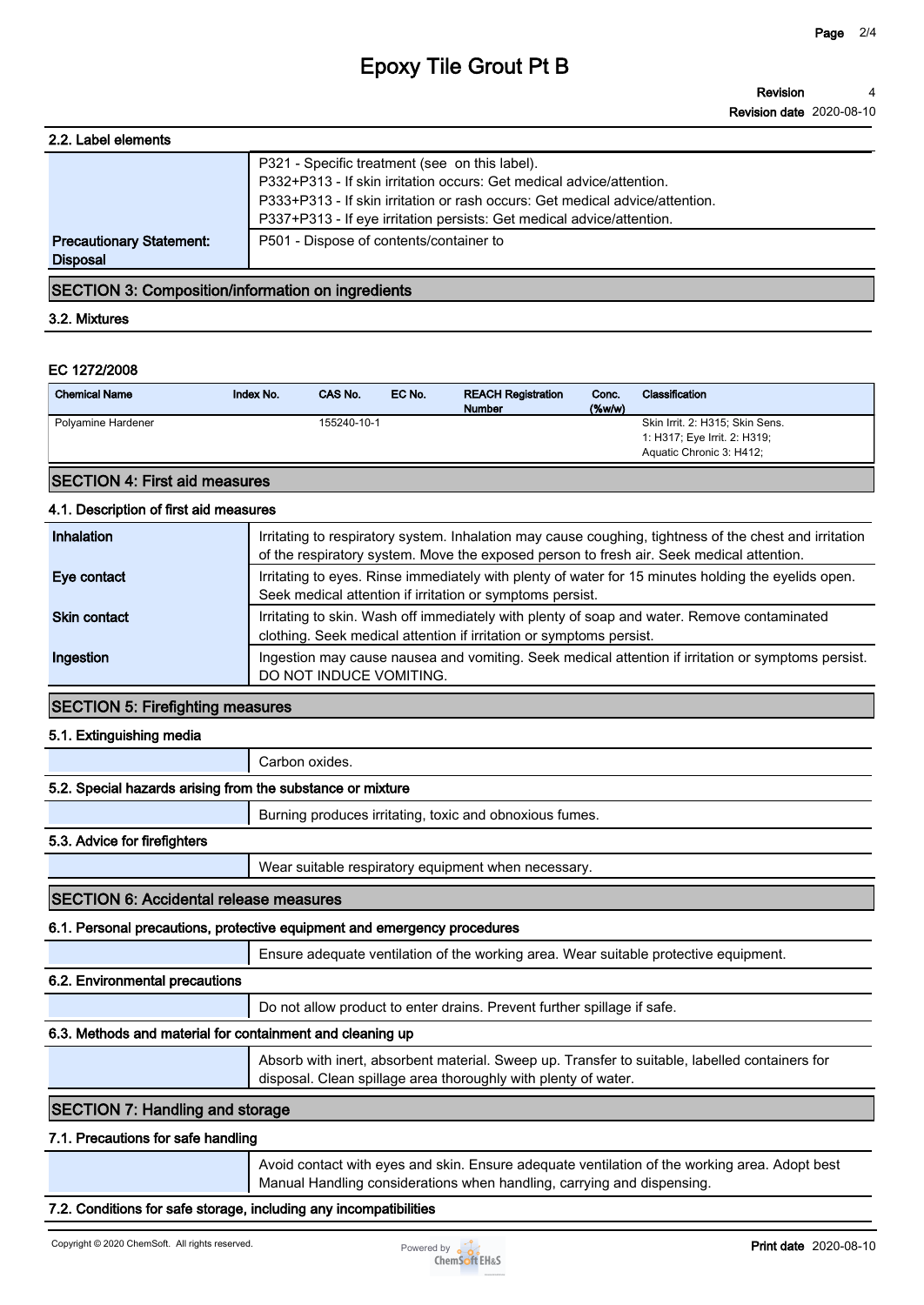# Epoxy Tile Grout Pt B

**Revision** 4
**Revision date** 2020-08-10

### 2.2. Label elements

| | |
|---|---|
| | P321 - Specific treatment (see on this label).<br>P332+P313 - If skin irritation occurs: Get medical advice/attention.<br>P333+P313 - If skin irritation or rash occurs: Get medical advice/attention.<br>P337+P313 - If eye irritation persists: Get medical advice/attention. |
| **Precautionary Statement: Disposal** | P501 - Dispose of contents/container to |

## SECTION 3: Composition/information on ingredients

### 3.2. Mixtures

**EC 1272/2008**

| Chemical Name | Index No. | CAS No. | EC No. | REACH Registration Number | Conc. (%w/w) | Classification |
|---|---|---|---|---|---|---|
| Polyamine Hardener | | 155240-10-1 | | | | Skin Irrit. 2: H315; Skin Sens. 1: H317; Eye Irrit. 2: H319; Aquatic Chronic 3: H412; |

## SECTION 4: First aid measures

### 4.1. Description of first aid measures

| | |
|---|---|
| **Inhalation** | Irritating to respiratory system. Inhalation may cause coughing, tightness of the chest and irritation of the respiratory system. Move the exposed person to fresh air. Seek medical attention. |
| **Eye contact** | Irritating to eyes. Rinse immediately with plenty of water for 15 minutes holding the eyelids open. Seek medical attention if irritation or symptoms persist. |
| **Skin contact** | Irritating to skin. Wash off immediately with plenty of soap and water. Remove contaminated clothing. Seek medical attention if irritation or symptoms persist. |
| **Ingestion** | Ingestion may cause nausea and vomiting. Seek medical attention if irritation or symptoms persist. DO NOT INDUCE VOMITING. |

## SECTION 5: Firefighting measures

### 5.1. Extinguishing media

Carbon oxides.

### 5.2. Special hazards arising from the substance or mixture

Burning produces irritating, toxic and obnoxious fumes.

### 5.3. Advice for firefighters

Wear suitable respiratory equipment when necessary.

## SECTION 6: Accidental release measures

### 6.1. Personal precautions, protective equipment and emergency procedures

Ensure adequate ventilation of the working area. Wear suitable protective equipment.

### 6.2. Environmental precautions

Do not allow product to enter drains. Prevent further spillage if safe.

### 6.3. Methods and material for containment and cleaning up

Absorb with inert, absorbent material. Sweep up. Transfer to suitable, labelled containers for disposal. Clean spillage area thoroughly with plenty of water.

## SECTION 7: Handling and storage

### 7.1. Precautions for safe handling

Avoid contact with eyes and skin. Ensure adequate ventilation of the working area. Adopt best Manual Handling considerations when handling, carrying and dispensing.

### 7.2. Conditions for safe storage, including any incompatibilities

Copyright © 2020 ChemSoft. All rights reserved.

**Print date** 2020-08-10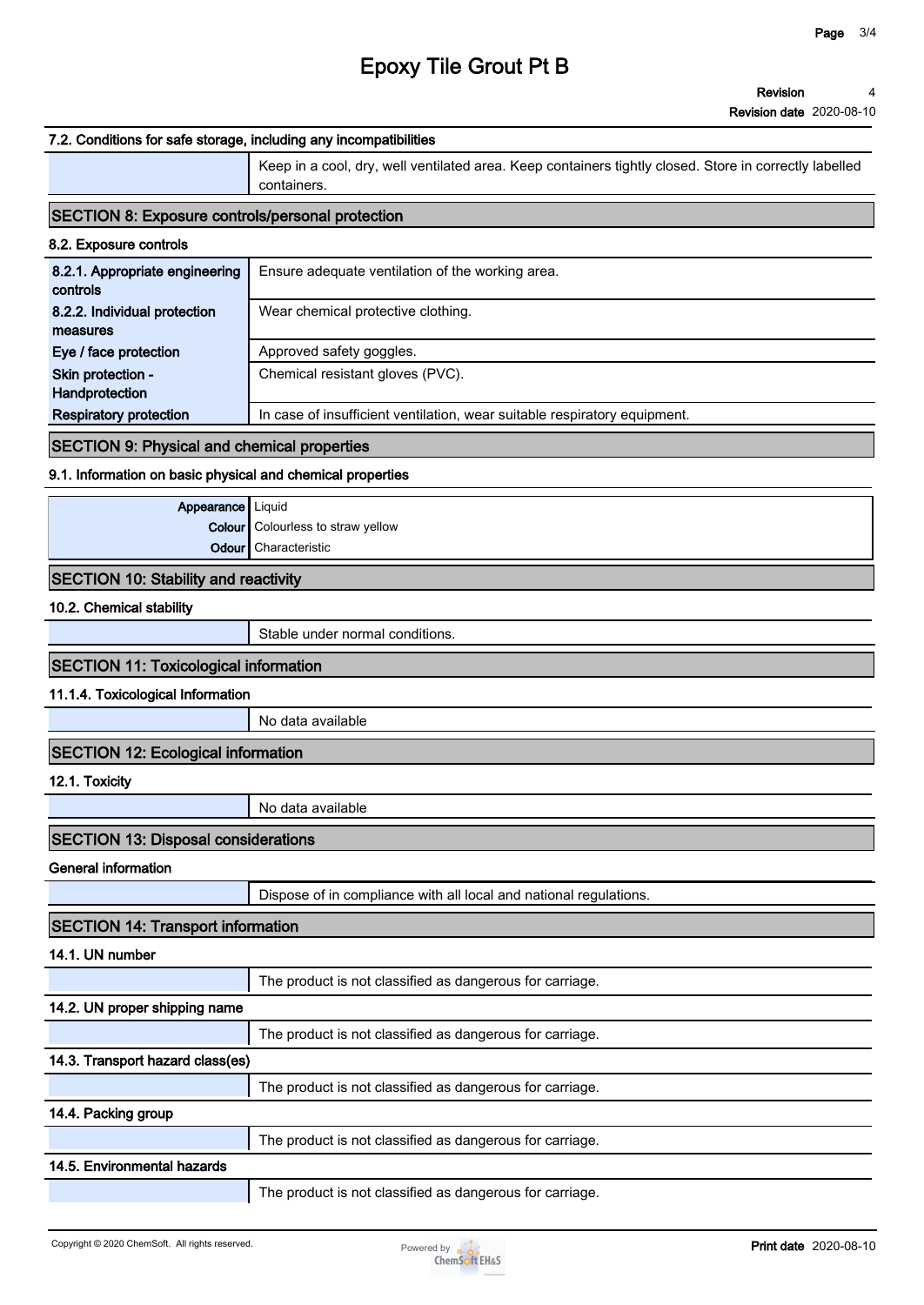#### 7.2. Conditions for safe storage, including any incompatibilities

| | |
|---|---|
| | Keep in a cool, dry, well ventilated area. Keep containers tightly closed. Store in correctly labelled containers. |

## SECTION 8: Exposure controls/personal protection

#### 8.2. Exposure controls

| | |
|---|---|
| **8.2.1. Appropriate engineering controls** | Ensure adequate ventilation of the working area. |
| **8.2.2. Individual protection measures** | Wear chemical protective clothing. |
| **Eye / face protection** | Approved safety goggles. |
| **Skin protection - Handprotection** | Chemical resistant gloves (PVC). |
| **Respiratory protection** | In case of insufficient ventilation, wear suitable respiratory equipment. |

## SECTION 9: Physical and chemical properties

#### 9.1. Information on basic physical and chemical properties

| | |
|---|---|
| **Appearance** | Liquid |
| **Colour** | Colourless to straw yellow |
| **Odour** | Characteristic |

## SECTION 10: Stability and reactivity

#### 10.2. Chemical stability

| | |
|---|---|
| | Stable under normal conditions. |

## SECTION 11: Toxicological information

#### 11.1.4. Toxicological Information

| | |
|---|---|
| | No data available |

## SECTION 12: Ecological information

#### 12.1. Toxicity

| | |
|---|---|
| | No data available |

## SECTION 13: Disposal considerations

#### General information

| | |
|---|---|
| | Dispose of in compliance with all local and national regulations. |

## SECTION 14: Transport information

#### 14.1. UN number

| | |
|---|---|
| | The product is not classified as dangerous for carriage. |

#### 14.2. UN proper shipping name

| | |
|---|---|
| | The product is not classified as dangerous for carriage. |

#### 14.3. Transport hazard class(es)

| | |
|---|---|
| | The product is not classified as dangerous for carriage. |

#### 14.4. Packing group

| | |
|---|---|
| | The product is not classified as dangerous for carriage. |

#### 14.5. Environmental hazards

| | |
|---|---|
| | The product is not classified as dangerous for carriage. |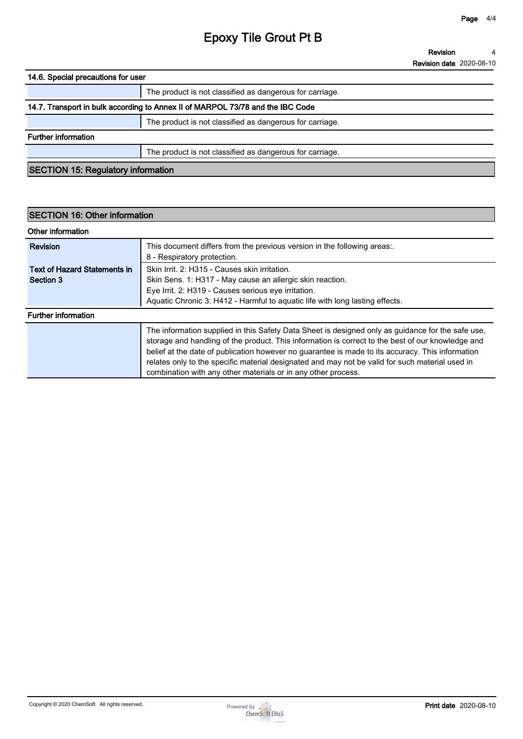# Epoxy Tile Grout Pt B

**Revision** 4
**Revision date** 2020-08-10

### 14.6. Special precautions for user

| | |
|---|---|
| | The product is not classified as dangerous for carriage. |

### 14.7. Transport in bulk according to Annex II of MARPOL 73/78 and the IBC Code

| | |
|---|---|
| | The product is not classified as dangerous for carriage. |

### Further information

| | |
|---|---|
| | The product is not classified as dangerous for carriage. |

## SECTION 15: Regulatory information

## SECTION 16: Other information

### Other information

| | |
|---|---|
| **Revision** | This document differs from the previous version in the following areas:.<br>8 - Respiratory protection. |
| **Text of Hazard Statements in Section 3** | Skin Irrit. 2: H315 - Causes skin irritation.<br>Skin Sens. 1: H317 - May cause an allergic skin reaction.<br>Eye Irrit. 2: H319 - Causes serious eye irritation.<br>Aquatic Chronic 3: H412 - Harmful to aquatic life with long lasting effects. |

### Further information

| | |
|---|---|
| | The information supplied in this Safety Data Sheet is designed only as guidance for the safe use, storage and handling of the product. This information is correct to the best of our knowledge and belief at the date of publication however no guarantee is made to its accuracy. This information relates only to the specific material designated and may not be valid for such material used in combination with any other materials or in any other process. |

Copyright © 2020 ChemSoft. All rights reserved.

**Print date** 2020-08-10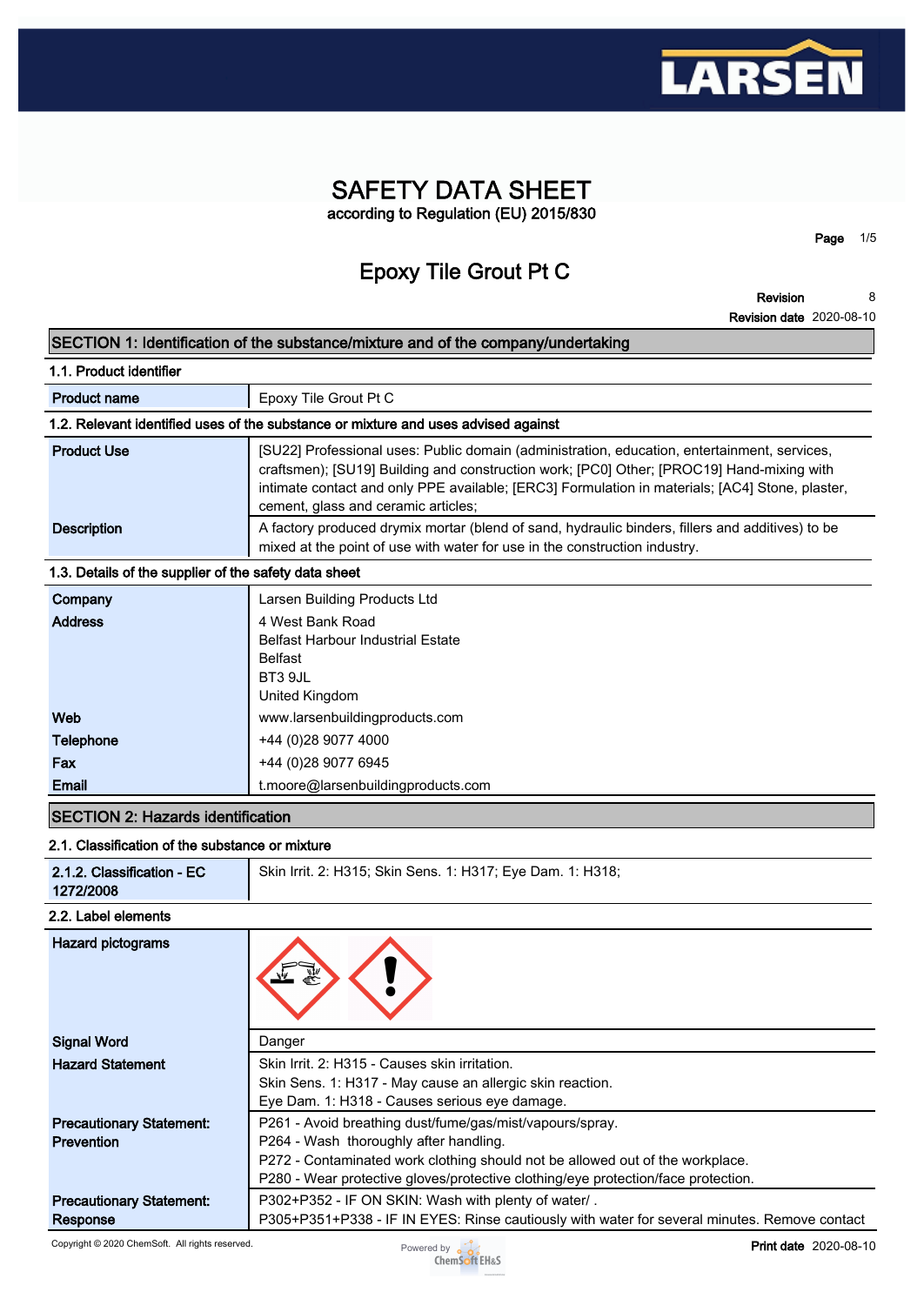# SAFETY DATA SHEET

according to Regulation (EU) 2015/830

# Epoxy Tile Grout Pt C

**Revision** 8

**Revision date** 2020-08-10

## SECTION 1: Identification of the substance/mixture and of the company/undertaking

### 1.1. Product identifier

| | |
|---|---|
| **Product name** | Epoxy Tile Grout Pt C |

### 1.2. Relevant identified uses of the substance or mixture and uses advised against

| | |
|---|---|
| **Product Use** | [SU22] Professional uses: Public domain (administration, education, entertainment, services, craftsmen); [SU19] Building and construction work; [PC0] Other; [PROC19] Hand-mixing with intimate contact and only PPE available; [ERC3] Formulation in materials; [AC4] Stone, plaster, cement, glass and ceramic articles; |
| **Description** | A factory produced drymix mortar (blend of sand, hydraulic binders, fillers and additives) to be mixed at the point of use with water for use in the construction industry. |

### 1.3. Details of the supplier of the safety data sheet

| | |
|---|---|
| **Company** | Larsen Building Products Ltd |
| **Address** | 4 West Bank Road<br>Belfast Harbour Industrial Estate<br>Belfast<br>BT3 9JL<br>United Kingdom |
| **Web** | www.larsenbuildingproducts.com |
| **Telephone** | +44 (0)28 9077 4000 |
| **Fax** | +44 (0)28 9077 6945 |
| **Email** | t.moore@larsenbuildingproducts.com |

## SECTION 2: Hazards identification

### 2.1. Classification of the substance or mixture

| | |
|---|---|
| **2.1.2. Classification - EC 1272/2008** | Skin Irrit. 2: H315; Skin Sens. 1: H317; Eye Dam. 1: H318; |

### 2.2. Label elements

| | |
|---|---|
| **Hazard pictograms** | |
| **Signal Word** | Danger |
| **Hazard Statement** | Skin Irrit. 2: H315 - Causes skin irritation.<br>Skin Sens. 1: H317 - May cause an allergic skin reaction.<br>Eye Dam. 1: H318 - Causes serious eye damage. |
| **Precautionary Statement: Prevention** | P261 - Avoid breathing dust/fume/gas/mist/vapours/spray.<br>P264 - Wash thoroughly after handling.<br>P272 - Contaminated work clothing should not be allowed out of the workplace.<br>P280 - Wear protective gloves/protective clothing/eye protection/face protection. |
| **Precautionary Statement: Response** | P302+P352 - IF ON SKIN: Wash with plenty of water/ .<br>P305+P351+P338 - IF IN EYES: Rinse cautiously with water for several minutes. Remove contact |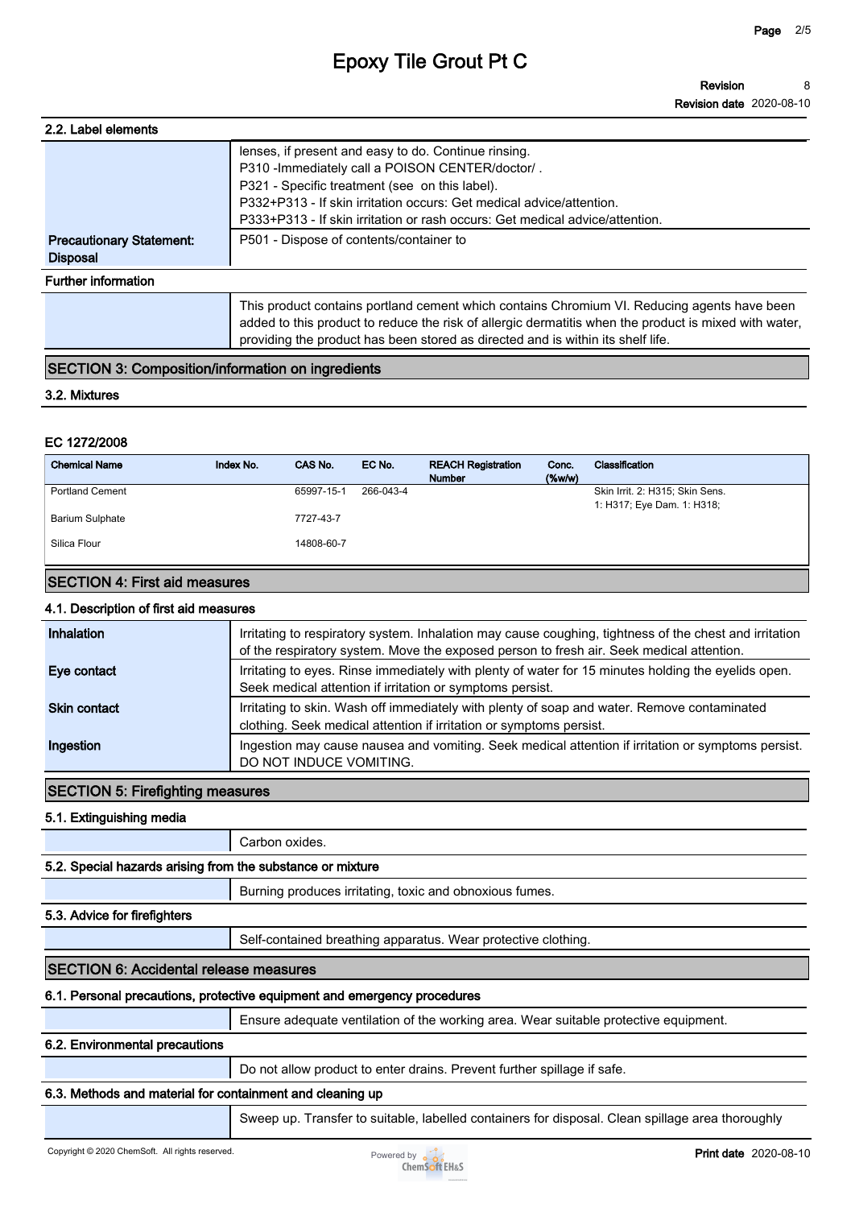### 2.2. Label elements

| | |
|---|---|
| | lenses, if present and easy to do. Continue rinsing.<br>P310 -Immediately call a POISON CENTER/doctor/ .<br>P321 - Specific treatment (see on this label).<br>P332+P313 - If skin irritation occurs: Get medical advice/attention.<br>P333+P313 - If skin irritation or rash occurs: Get medical advice/attention. |
| **Precautionary Statement: Disposal** | P501 - Dispose of contents/container to |

**Further information**

This product contains portland cement which contains Chromium VI. Reducing agents have been added to this product to reduce the risk of allergic dermatitis when the product is mixed with water, providing the product has been stored as directed and is within its shelf life.

## SECTION 3: Composition/information on ingredients

### 3.2. Mixtures

**EC 1272/2008**

| Chemical Name | Index No. | CAS No. | EC No. | REACH Registration Number | Conc. (%w/w) | Classification |
|---|---|---|---|---|---|---|
| Portland Cement | | 65997-15-1 | 266-043-4 | | | Skin Irrit. 2: H315; Skin Sens. 1: H317; Eye Dam. 1: H318; |
| Barium Sulphate | | 7727-43-7 | | | | |
| Silica Flour | | 14808-60-7 | | | | |

## SECTION 4: First aid measures

### 4.1. Description of first aid measures

| | |
|---|---|
| **Inhalation** | Irritating to respiratory system. Inhalation may cause coughing, tightness of the chest and irritation of the respiratory system. Move the exposed person to fresh air. Seek medical attention. |
| **Eye contact** | Irritating to eyes. Rinse immediately with plenty of water for 15 minutes holding the eyelids open. Seek medical attention if irritation or symptoms persist. |
| **Skin contact** | Irritating to skin. Wash off immediately with plenty of soap and water. Remove contaminated clothing. Seek medical attention if irritation or symptoms persist. |
| **Ingestion** | Ingestion may cause nausea and vomiting. Seek medical attention if irritation or symptoms persist. DO NOT INDUCE VOMITING. |

## SECTION 5: Firefighting measures

### 5.1. Extinguishing media

Carbon oxides.

### 5.2. Special hazards arising from the substance or mixture

Burning produces irritating, toxic and obnoxious fumes.

### 5.3. Advice for firefighters

Self-contained breathing apparatus. Wear protective clothing.

## SECTION 6: Accidental release measures

### 6.1. Personal precautions, protective equipment and emergency procedures

Ensure adequate ventilation of the working area. Wear suitable protective equipment.

### 6.2. Environmental precautions

Do not allow product to enter drains. Prevent further spillage if safe.

### 6.3. Methods and material for containment and cleaning up

Sweep up. Transfer to suitable, labelled containers for disposal. Clean spillage area thoroughly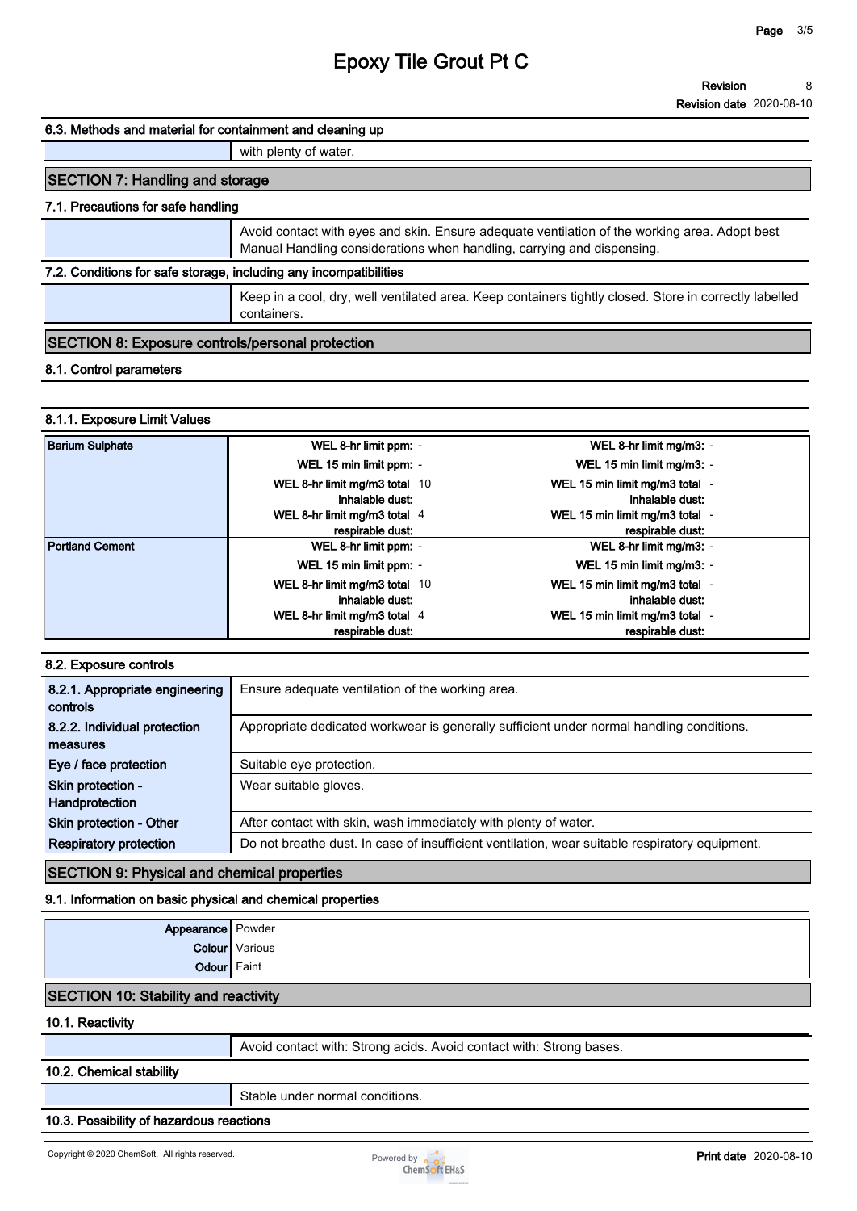#### 6.3. Methods and material for containment and cleaning up

with plenty of water.

## SECTION 7: Handling and storage

#### 7.1. Precautions for safe handling

Avoid contact with eyes and skin. Ensure adequate ventilation of the working area. Adopt best Manual Handling considerations when handling, carrying and dispensing.

#### 7.2. Conditions for safe storage, including any incompatibilities

Keep in a cool, dry, well ventilated area. Keep containers tightly closed. Store in correctly labelled containers.

## SECTION 8: Exposure controls/personal protection

#### 8.1. Control parameters

#### 8.1.1. Exposure Limit Values

| Substance | Limit | Value | Limit | Value |
|---|---|---|---|---|
| **Barium Sulphate** | WEL 8-hr limit ppm: | - | WEL 8-hr limit mg/m3: | - |
| | WEL 15 min limit ppm: | - | WEL 15 min limit mg/m3: | - |
| | WEL 8-hr limit mg/m3 total inhalable dust: | 10 | WEL 15 min limit mg/m3 total inhalable dust: | - |
| | WEL 8-hr limit mg/m3 total respirable dust: | 4 | WEL 15 min limit mg/m3 total respirable dust: | - |
| **Portland Cement** | WEL 8-hr limit ppm: | - | WEL 8-hr limit mg/m3: | - |
| | WEL 15 min limit ppm: | - | WEL 15 min limit mg/m3: | - |
| | WEL 8-hr limit mg/m3 total inhalable dust: | 10 | WEL 15 min limit mg/m3 total inhalable dust: | - |
| | WEL 8-hr limit mg/m3 total respirable dust: | 4 | WEL 15 min limit mg/m3 total respirable dust: | - |

#### 8.2. Exposure controls

| | |
|---|---|
| **8.2.1. Appropriate engineering controls** | Ensure adequate ventilation of the working area. |
| **8.2.2. Individual protection measures** | Appropriate dedicated workwear is generally sufficient under normal handling conditions. |
| **Eye / face protection** | Suitable eye protection. |
| **Skin protection - Handprotection** | Wear suitable gloves. |
| **Skin protection - Other** | After contact with skin, wash immediately with plenty of water. |
| **Respiratory protection** | Do not breathe dust. In case of insufficient ventilation, wear suitable respiratory equipment. |

## SECTION 9: Physical and chemical properties

#### 9.1. Information on basic physical and chemical properties

| | |
|---|---|
| **Appearance** | Powder |
| **Colour** | Various |
| **Odour** | Faint |

## SECTION 10: Stability and reactivity

#### 10.1. Reactivity

Avoid contact with: Strong acids. Avoid contact with: Strong bases.

#### 10.2. Chemical stability

Stable under normal conditions.

#### 10.3. Possibility of hazardous reactions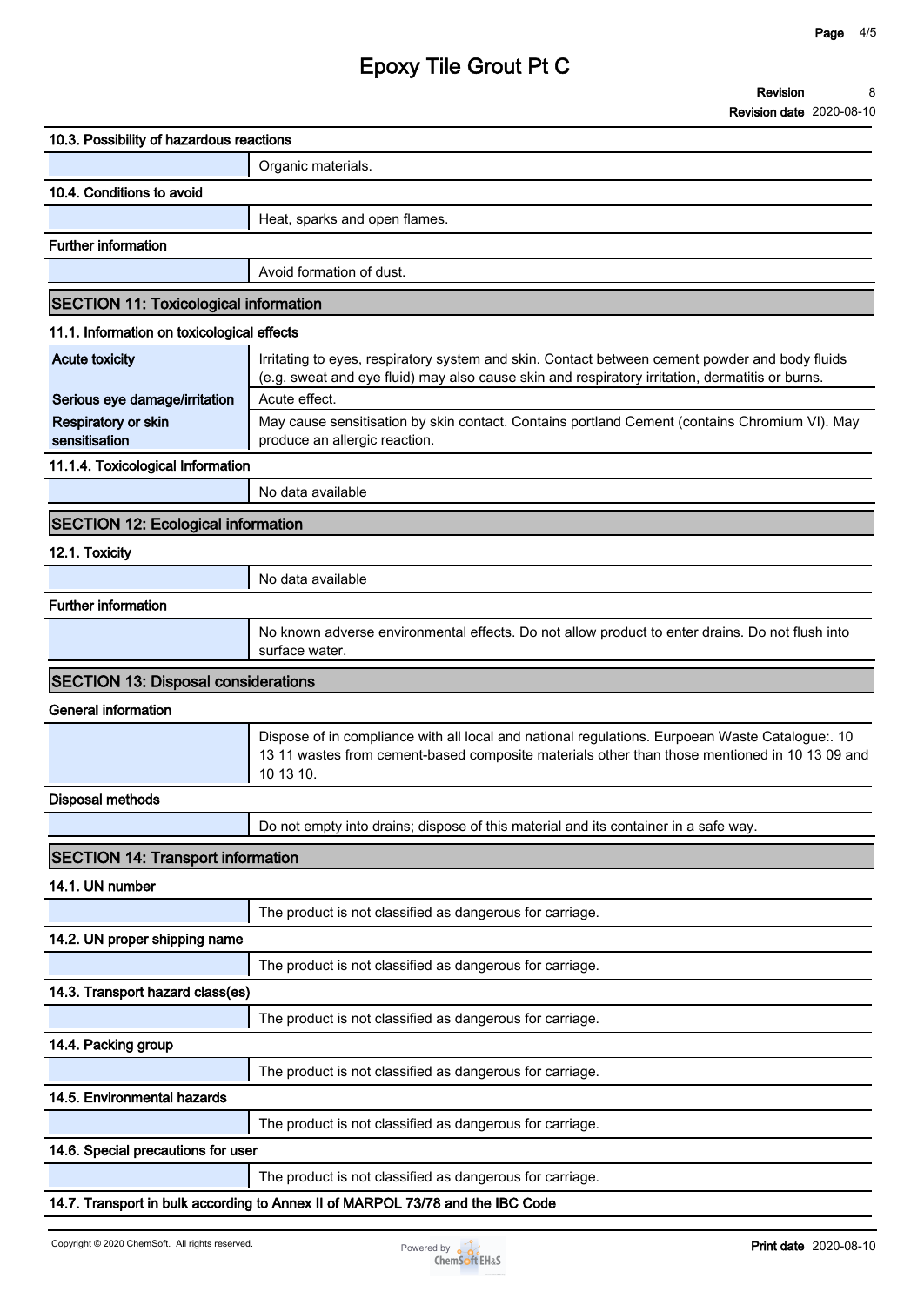#### 10.3. Possibility of hazardous reactions

Organic materials.

#### 10.4. Conditions to avoid

Heat, sparks and open flames.

#### Further information

Avoid formation of dust.

## SECTION 11: Toxicological information

### 11.1. Information on toxicological effects

| | |
|---|---|
| **Acute toxicity** | Irritating to eyes, respiratory system and skin. Contact between cement powder and body fluids (e.g. sweat and eye fluid) may also cause skin and respiratory irritation, dermatitis or burns. |
| **Serious eye damage/irritation** | Acute effect. |
| **Respiratory or skin sensitisation** | May cause sensitisation by skin contact. Contains portland Cement (contains Chromium VI). May produce an allergic reaction. |

#### 11.1.4. Toxicological Information

No data available

## SECTION 12: Ecological information

### 12.1. Toxicity

No data available

#### Further information

No known adverse environmental effects. Do not allow product to enter drains. Do not flush into surface water.

## SECTION 13: Disposal considerations

#### General information

Dispose of in compliance with all local and national regulations. Eurpoean Waste Catalogue:. 10 13 11 wastes from cement-based composite materials other than those mentioned in 10 13 09 and 10 13 10.

#### Disposal methods

Do not empty into drains; dispose of this material and its container in a safe way.

## SECTION 14: Transport information

### 14.1. UN number

The product is not classified as dangerous for carriage.

### 14.2. UN proper shipping name

The product is not classified as dangerous for carriage.

### 14.3. Transport hazard class(es)

The product is not classified as dangerous for carriage.

### 14.4. Packing group

The product is not classified as dangerous for carriage.

### 14.5. Environmental hazards

The product is not classified as dangerous for carriage.

### 14.6. Special precautions for user

The product is not classified as dangerous for carriage.

### 14.7. Transport in bulk according to Annex II of MARPOL 73/78 and the IBC Code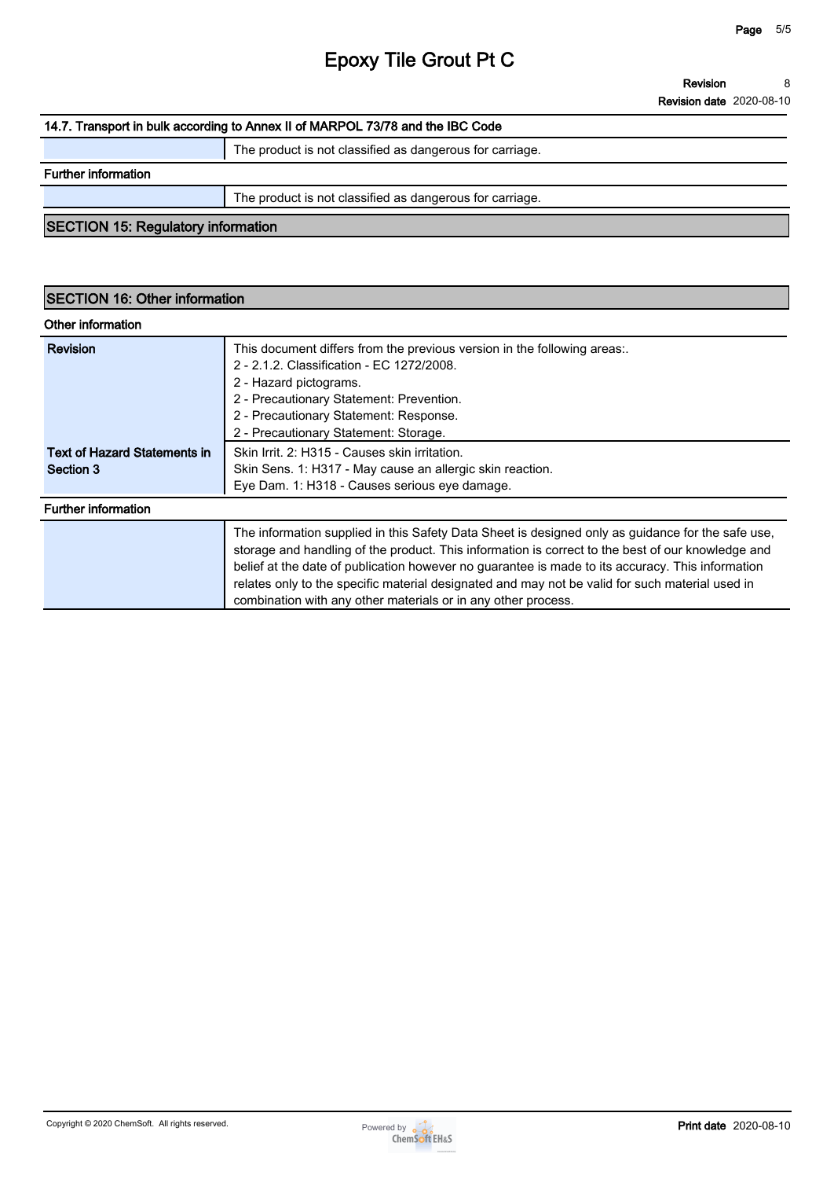### 14.7. Transport in bulk according to Annex II of MARPOL 73/78 and the IBC Code

| | |
|---|---|
| | The product is not classified as dangerous for carriage. |

#### Further information

| | |
|---|---|
| | The product is not classified as dangerous for carriage. |

## SECTION 15: Regulatory information

## SECTION 16: Other information

#### Other information

| | |
|---|---|
| **Revision** | This document differs from the previous version in the following areas:.<br>2 - 2.1.2. Classification - EC 1272/2008.<br>2 - Hazard pictograms.<br>2 - Precautionary Statement: Prevention.<br>2 - Precautionary Statement: Response.<br>2 - Precautionary Statement: Storage. |
| **Text of Hazard Statements in Section 3** | Skin Irrit. 2: H315 - Causes skin irritation.<br>Skin Sens. 1: H317 - May cause an allergic skin reaction.<br>Eye Dam. 1: H318 - Causes serious eye damage. |

#### Further information

| | |
|---|---|
| | The information supplied in this Safety Data Sheet is designed only as guidance for the safe use, storage and handling of the product. This information is correct to the best of our knowledge and belief at the date of publication however no guarantee is made to its accuracy. This information relates only to the specific material designated and may not be valid for such material used in combination with any other materials or in any other process. |